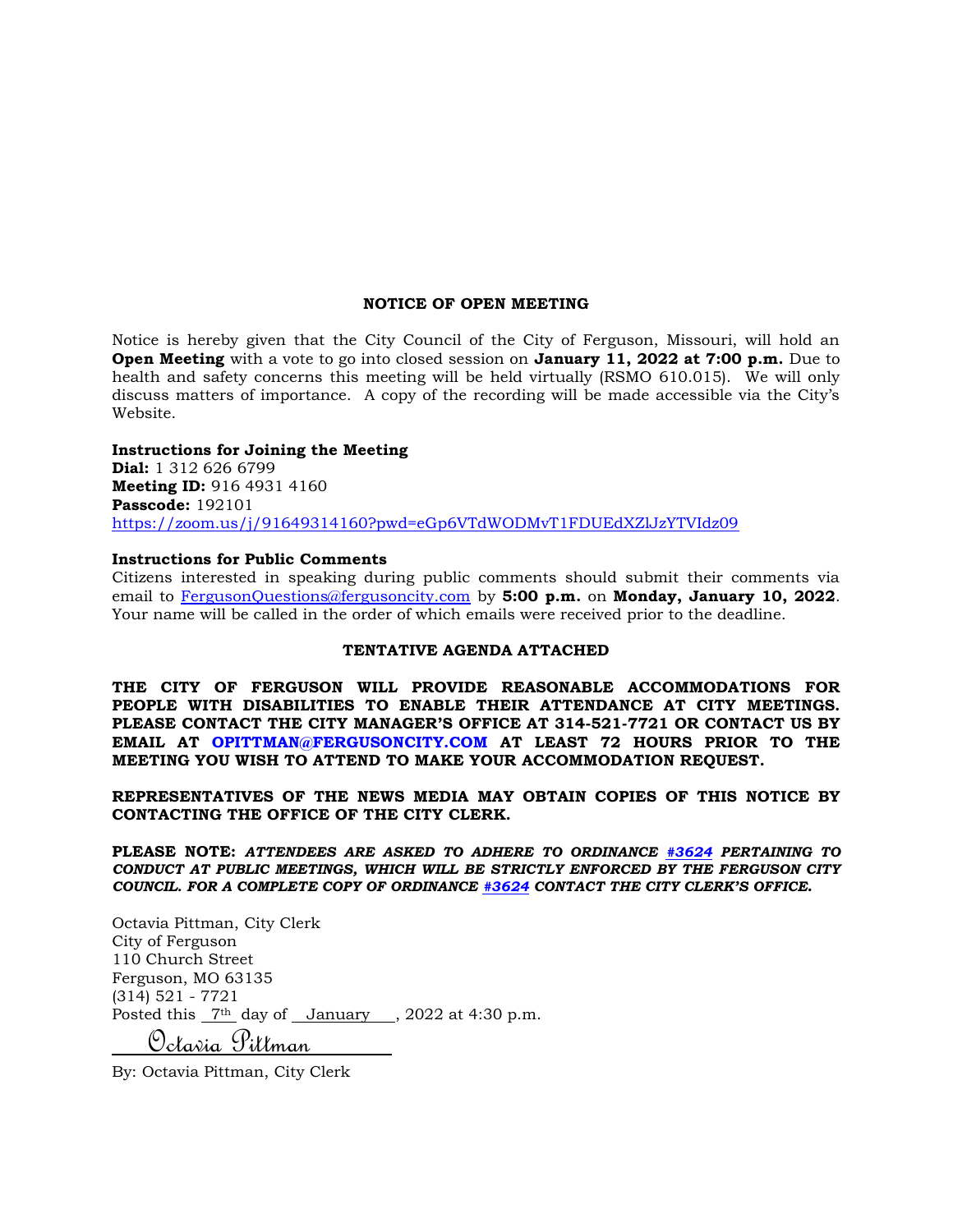# NOTICE OF OPEN MEETING

Notice is hereby given that the City Council of the City of Ferguson, Missouri, will hold an **Open Meeting** with a vote to go into closed session on **January 11, 2022 at 7:00 p.m.** Due to health and safety concerns this meeting will be held virtually (RSMO 610.015). We will only discuss matters of importance. A copy of the recording will be made accessible via the City's Website.

**Instructions for Joining the Meeting**
**Dial:** 1 312 626 6799
**Meeting ID:** 916 4931 4160
**Passcode:** 192101
https://zoom.us/j/91649314160?pwd=eGp6VTdWODMvT1FDUEdXZlJzYTVIdz09

**Instructions for Public Comments**
Citizens interested in speaking during public comments should submit their comments via email to FergusonQuestions@fergusoncity.com by **5:00 p.m.** on **Monday, January 10, 2022**. Your name will be called in the order of which emails were received prior to the deadline.

**TENTATIVE AGENDA ATTACHED**

**THE CITY OF FERGUSON WILL PROVIDE REASONABLE ACCOMMODATIONS FOR PEOPLE WITH DISABILITIES TO ENABLE THEIR ATTENDANCE AT CITY MEETINGS. PLEASE CONTACT THE CITY MANAGER'S OFFICE AT 314-521-7721 OR CONTACT US BY EMAIL AT OPITTMAN@FERGUSONCITY.COM AT LEAST 72 HOURS PRIOR TO THE MEETING YOU WISH TO ATTEND TO MAKE YOUR ACCOMMODATION REQUEST.**

**REPRESENTATIVES OF THE NEWS MEDIA MAY OBTAIN COPIES OF THIS NOTICE BY CONTACTING THE OFFICE OF THE CITY CLERK.**

**PLEASE NOTE:** ***ATTENDEES ARE ASKED TO ADHERE TO ORDINANCE #3624 PERTAINING TO CONDUCT AT PUBLIC MEETINGS, WHICH WILL BE STRICTLY ENFORCED BY THE FERGUSON CITY COUNCIL. FOR A COMPLETE COPY OF ORDINANCE #3624 CONTACT THE CITY CLERK'S OFFICE.***

Octavia Pittman, City Clerk
City of Ferguson
110 Church Street
Ferguson, MO 63135
(314) 521 - 7721
Posted this 7th day of January, 2022 at 4:30 p.m.

Octavia Pittman

By: Octavia Pittman, City Clerk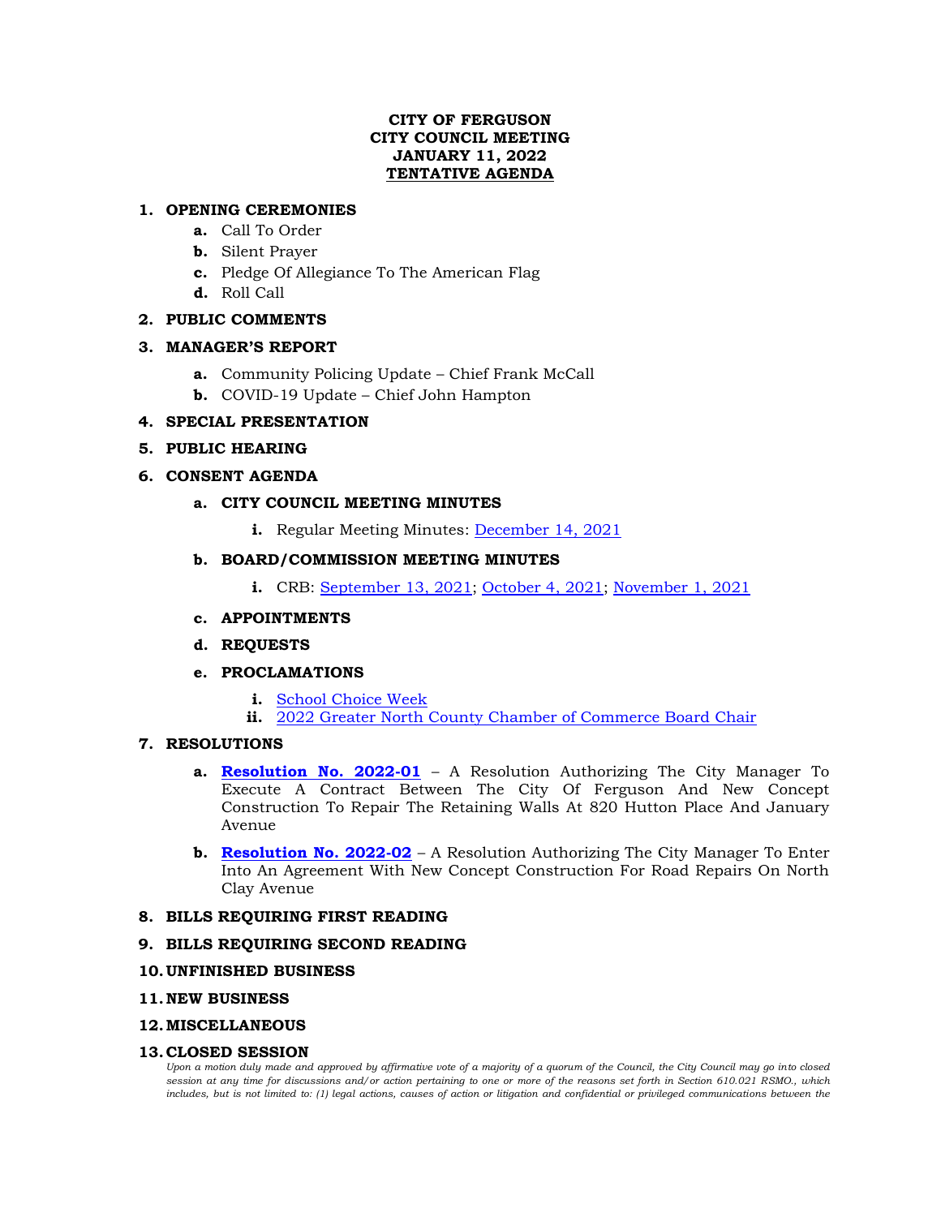**CITY OF FERGUSON**
**CITY COUNCIL MEETING**
**JANUARY 11, 2022**
**TENTATIVE AGENDA**

1. **OPENING CEREMONIES**
   - **a.** Call To Order
   - **b.** Silent Prayer
   - **c.** Pledge Of Allegiance To The American Flag
   - **d.** Roll Call
2. **PUBLIC COMMENTS**
3. **MANAGER'S REPORT**
   - **a.** Community Policing Update – Chief Frank McCall
   - **b.** COVID-19 Update – Chief John Hampton
4. **SPECIAL PRESENTATION**
5. **PUBLIC HEARING**
6. **CONSENT AGENDA**
   - **a. CITY COUNCIL MEETING MINUTES**
     - **i.** Regular Meeting Minutes: December 14, 2021
   - **b. BOARD/COMMISSION MEETING MINUTES**
     - **i.** CRB: September 13, 2021; October 4, 2021; November 1, 2021
   - **c. APPOINTMENTS**
   - **d. REQUESTS**
   - **e. PROCLAMATIONS**
     - **i.** School Choice Week
     - **ii.** 2022 Greater North County Chamber of Commerce Board Chair
7. **RESOLUTIONS**
   - **a. Resolution No. 2022-01** – A Resolution Authorizing The City Manager To Execute A Contract Between The City Of Ferguson And New Concept Construction To Repair The Retaining Walls At 820 Hutton Place And January Avenue
   - **b. Resolution No. 2022-02** – A Resolution Authorizing The City Manager To Enter Into An Agreement With New Concept Construction For Road Repairs On North Clay Avenue
8. **BILLS REQUIRING FIRST READING**
9. **BILLS REQUIRING SECOND READING**
10. **UNFINISHED BUSINESS**
11. **NEW BUSINESS**
12. **MISCELLANEOUS**
13. **CLOSED SESSION**

*Upon a motion duly made and approved by affirmative vote of a majority of a quorum of the Council, the City Council may go into closed session at any time for discussions and/or action pertaining to one or more of the reasons set forth in Section 610.021 RSMO., which includes, but is not limited to: (1) legal actions, causes of action or litigation and confidential or privileged communications between the*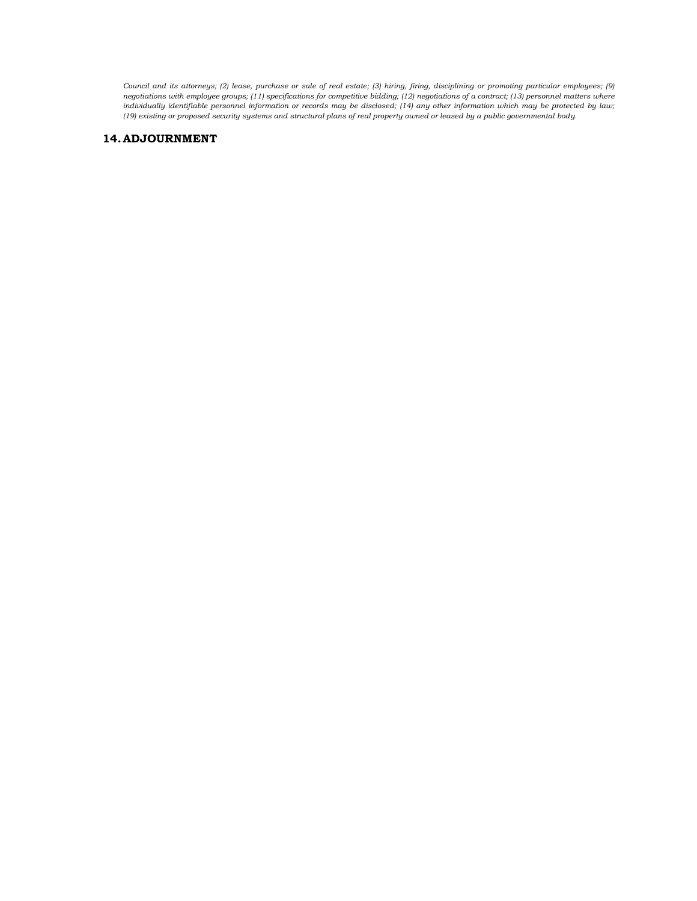*Council and its attorneys; (2) lease, purchase or sale of real estate; (3) hiring, firing, disciplining or promoting particular employees; (9) negotiations with employee groups; (11) specifications for competitive bidding; (12) negotiations of a contract; (13) personnel matters where individually identifiable personnel information or records may be disclosed; (14) any other information which may be protected by law; (19) existing or proposed security systems and structural plans of real property owned or leased by a public governmental body.*

## 14. ADJOURNMENT